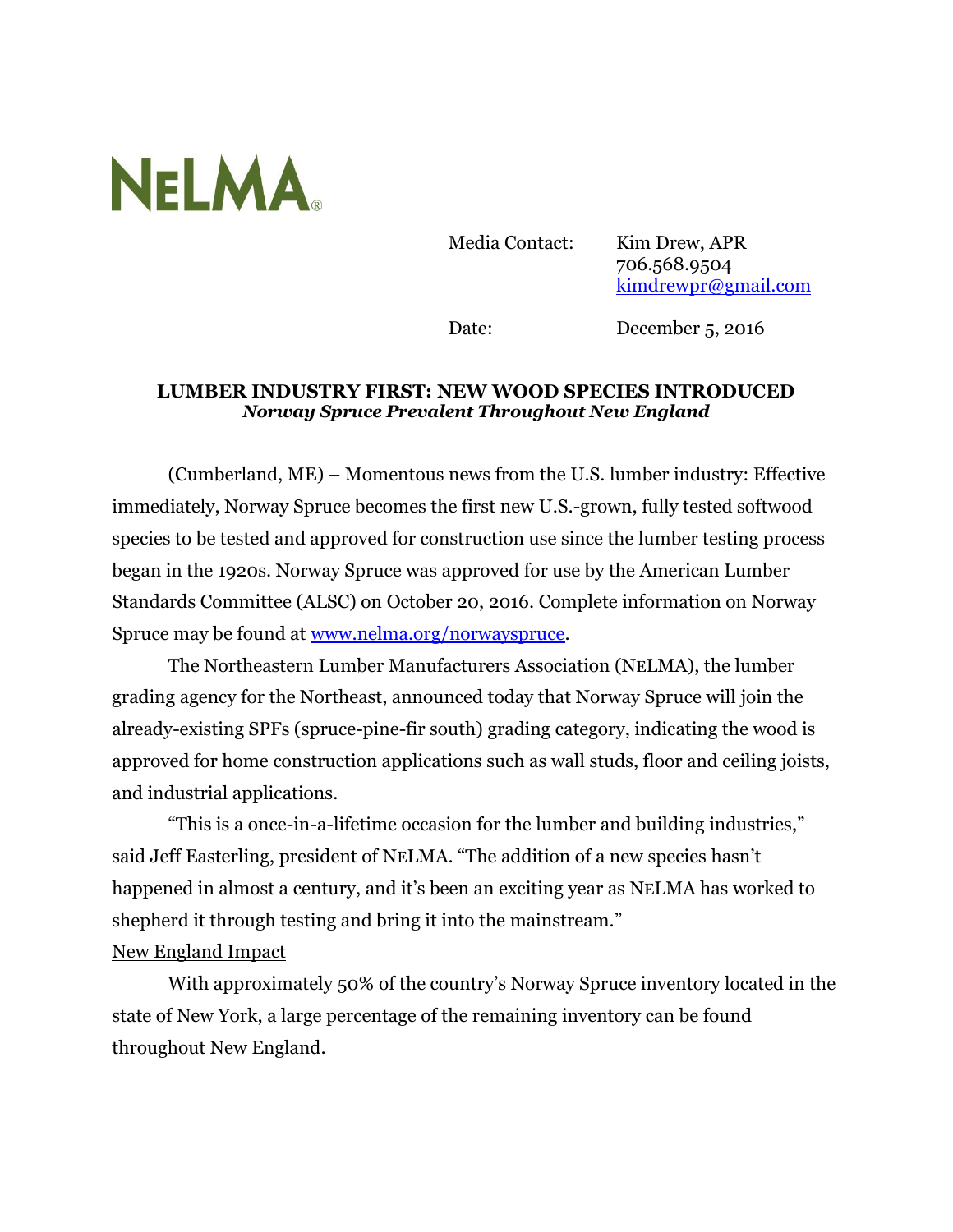NELMA®

Media Contact: Kim Drew, APR
706.568.9504
kimdrewpr@gmail.com

Date: December 5, 2016

## LUMBER INDUSTRY FIRST: NEW WOOD SPECIES INTRODUCED

***Norway Spruce Prevalent Throughout New England***

(Cumberland, ME) – Momentous news from the U.S. lumber industry: Effective immediately, Norway Spruce becomes the first new U.S.-grown, fully tested softwood species to be tested and approved for construction use since the lumber testing process began in the 1920s. Norway Spruce was approved for use by the American Lumber Standards Committee (ALSC) on October 20, 2016. Complete information on Norway Spruce may be found at www.nelma.org/norwayspruce.

The Northeastern Lumber Manufacturers Association (NELMA), the lumber grading agency for the Northeast, announced today that Norway Spruce will join the already-existing SPFs (spruce-pine-fir south) grading category, indicating the wood is approved for home construction applications such as wall studs, floor and ceiling joists, and industrial applications.

"This is a once-in-a-lifetime occasion for the lumber and building industries," said Jeff Easterling, president of NELMA. "The addition of a new species hasn't happened in almost a century, and it's been an exciting year as NELMA has worked to shepherd it through testing and bring it into the mainstream."

New England Impact

With approximately 50% of the country's Norway Spruce inventory located in the state of New York, a large percentage of the remaining inventory can be found throughout New England.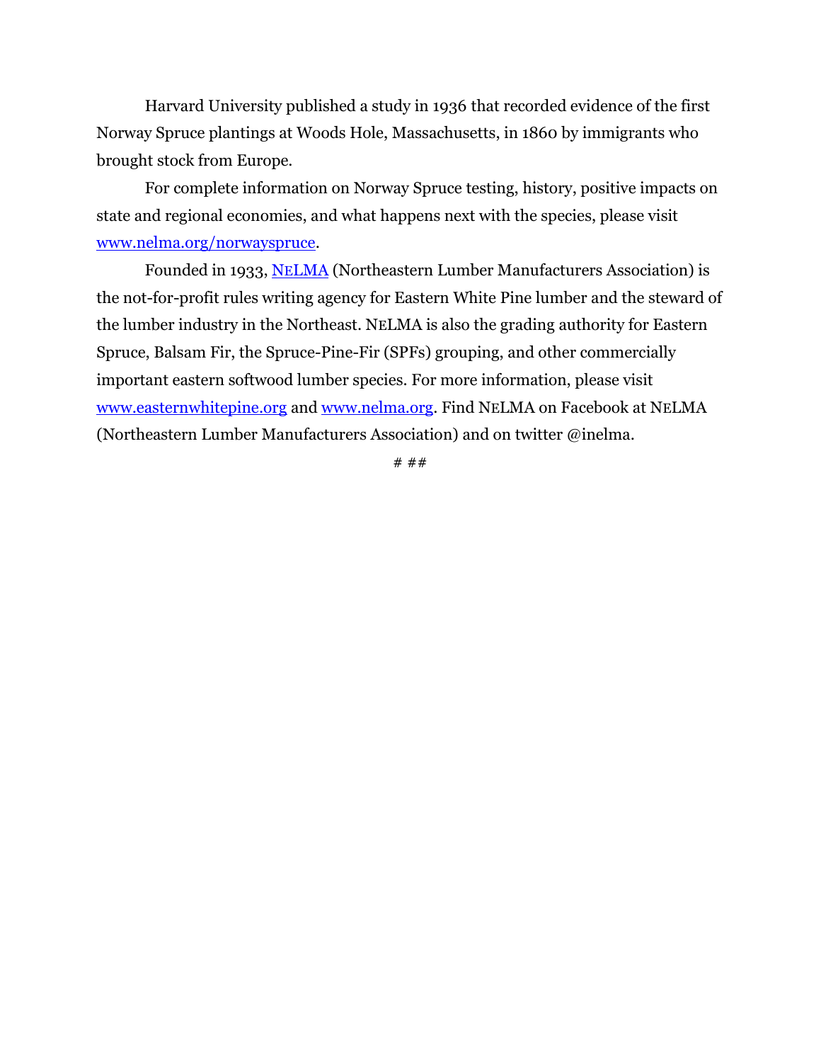Harvard University published a study in 1936 that recorded evidence of the first Norway Spruce plantings at Woods Hole, Massachusetts, in 1860 by immigrants who brought stock from Europe.

For complete information on Norway Spruce testing, history, positive impacts on state and regional economies, and what happens next with the species, please visit [www.nelma.org/norwayspruce](http://www.nelma.org/norwayspruce).

Founded in 1933, [NELMA](http://www.nelma.org) (Northeastern Lumber Manufacturers Association) is the not-for-profit rules writing agency for Eastern White Pine lumber and the steward of the lumber industry in the Northeast. NELMA is also the grading authority for Eastern Spruce, Balsam Fir, the Spruce-Pine-Fir (SPFs) grouping, and other commercially important eastern softwood lumber species. For more information, please visit [www.easternwhitepine.org](http://www.easternwhitepine.org) and [www.nelma.org](http://www.nelma.org). Find NELMA on Facebook at NELMA (Northeastern Lumber Manufacturers Association) and on twitter @inelma.

# ##